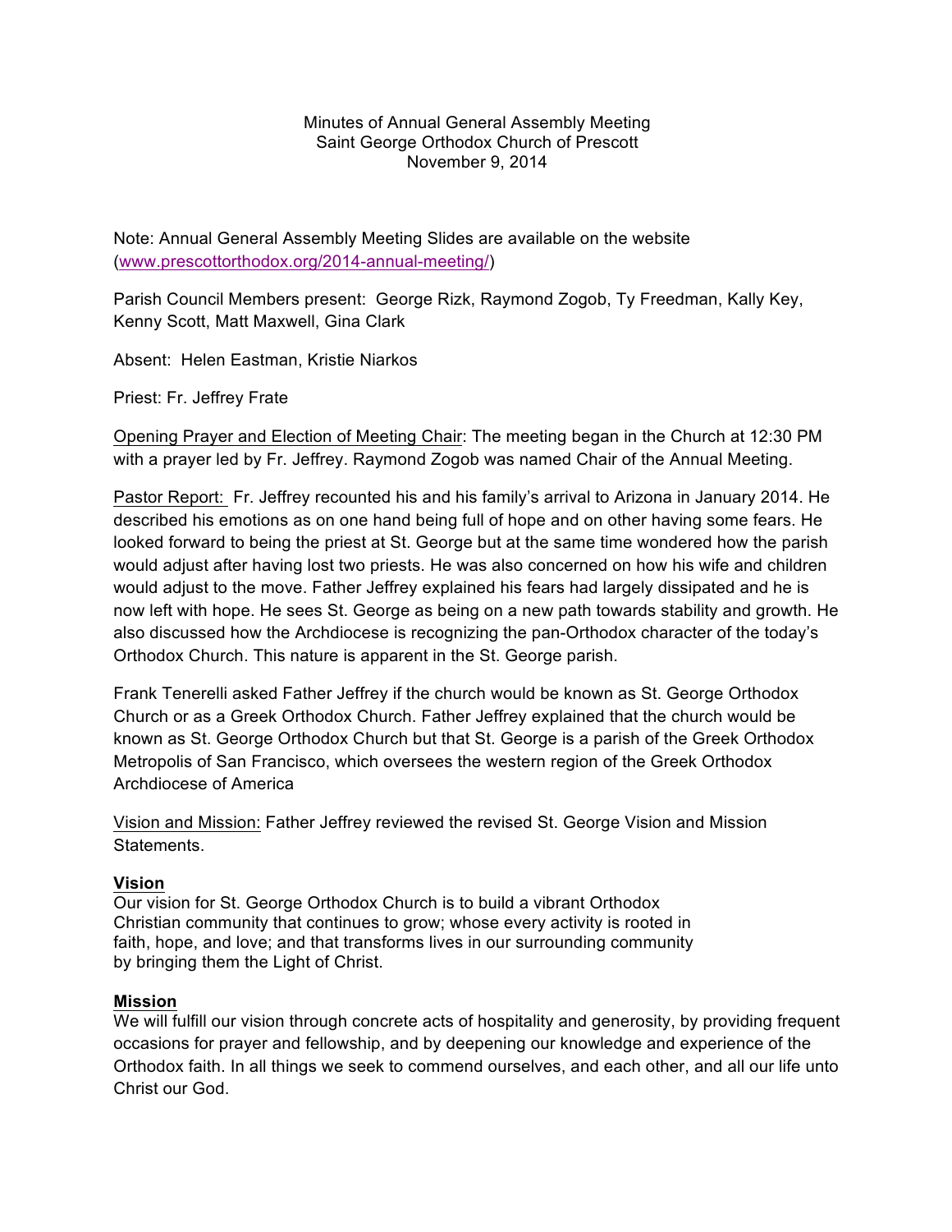Minutes of Annual General Assembly Meeting
Saint George Orthodox Church of Prescott
November 9, 2014

Note: Annual General Assembly Meeting Slides are available on the website (www.prescottorthodox.org/2014-annual-meeting/)

Parish Council Members present: George Rizk, Raymond Zogob, Ty Freedman, Kally Key, Kenny Scott, Matt Maxwell, Gina Clark

Absent: Helen Eastman, Kristie Niarkos

Priest: Fr. Jeffrey Frate

Opening Prayer and Election of Meeting Chair: The meeting began in the Church at 12:30 PM with a prayer led by Fr. Jeffrey. Raymond Zogob was named Chair of the Annual Meeting.

Pastor Report: Fr. Jeffrey recounted his and his family's arrival to Arizona in January 2014. He described his emotions as on one hand being full of hope and on other having some fears. He looked forward to being the priest at St. George but at the same time wondered how the parish would adjust after having lost two priests. He was also concerned on how his wife and children would adjust to the move. Father Jeffrey explained his fears had largely dissipated and he is now left with hope. He sees St. George as being on a new path towards stability and growth. He also discussed how the Archdiocese is recognizing the pan-Orthodox character of the today's Orthodox Church. This nature is apparent in the St. George parish.

Frank Tenerelli asked Father Jeffrey if the church would be known as St. George Orthodox Church or as a Greek Orthodox Church. Father Jeffrey explained that the church would be known as St. George Orthodox Church but that St. George is a parish of the Greek Orthodox Metropolis of San Francisco, which oversees the western region of the Greek Orthodox Archdiocese of America

Vision and Mission: Father Jeffrey reviewed the revised St. George Vision and Mission Statements.

**Vision**

Our vision for St. George Orthodox Church is to build a vibrant Orthodox Christian community that continues to grow; whose every activity is rooted in faith, hope, and love; and that transforms lives in our surrounding community by bringing them the Light of Christ.

**Mission**

We will fulfill our vision through concrete acts of hospitality and generosity, by providing frequent occasions for prayer and fellowship, and by deepening our knowledge and experience of the Orthodox faith. In all things we seek to commend ourselves, and each other, and all our life unto Christ our God.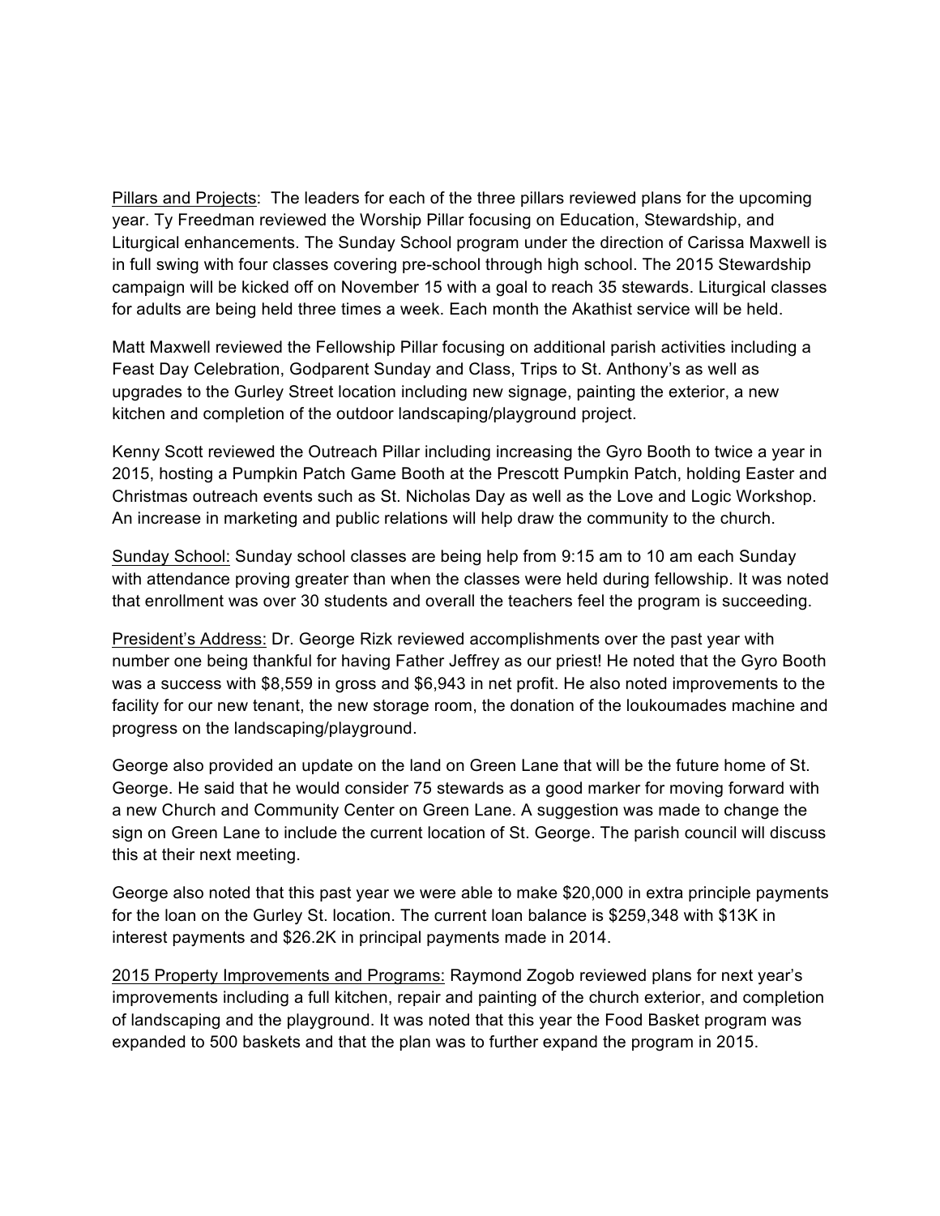<u>Pillars and Projects</u>: The leaders for each of the three pillars reviewed plans for the upcoming year. Ty Freedman reviewed the Worship Pillar focusing on Education, Stewardship, and Liturgical enhancements. The Sunday School program under the direction of Carissa Maxwell is in full swing with four classes covering pre-school through high school. The 2015 Stewardship campaign will be kicked off on November 15 with a goal to reach 35 stewards. Liturgical classes for adults are being held three times a week. Each month the Akathist service will be held.

Matt Maxwell reviewed the Fellowship Pillar focusing on additional parish activities including a Feast Day Celebration, Godparent Sunday and Class, Trips to St. Anthony's as well as upgrades to the Gurley Street location including new signage, painting the exterior, a new kitchen and completion of the outdoor landscaping/playground project.

Kenny Scott reviewed the Outreach Pillar including increasing the Gyro Booth to twice a year in 2015, hosting a Pumpkin Patch Game Booth at the Prescott Pumpkin Patch, holding Easter and Christmas outreach events such as St. Nicholas Day as well as the Love and Logic Workshop. An increase in marketing and public relations will help draw the community to the church.

<u>Sunday School:</u> Sunday school classes are being help from 9:15 am to 10 am each Sunday with attendance proving greater than when the classes were held during fellowship. It was noted that enrollment was over 30 students and overall the teachers feel the program is succeeding.

<u>President's Address:</u> Dr. George Rizk reviewed accomplishments over the past year with number one being thankful for having Father Jeffrey as our priest! He noted that the Gyro Booth was a success with $8,559 in gross and $6,943 in net profit. He also noted improvements to the facility for our new tenant, the new storage room, the donation of the loukoumades machine and progress on the landscaping/playground.

George also provided an update on the land on Green Lane that will be the future home of St. George. He said that he would consider 75 stewards as a good marker for moving forward with a new Church and Community Center on Green Lane. A suggestion was made to change the sign on Green Lane to include the current location of St. George. The parish council will discuss this at their next meeting.

George also noted that this past year we were able to make $20,000 in extra principle payments for the loan on the Gurley St. location. The current loan balance is $259,348 with $13K in interest payments and $26.2K in principal payments made in 2014.

<u>2015 Property Improvements and Programs:</u> Raymond Zogob reviewed plans for next year's improvements including a full kitchen, repair and painting of the church exterior, and completion of landscaping and the playground. It was noted that this year the Food Basket program was expanded to 500 baskets and that the plan was to further expand the program in 2015.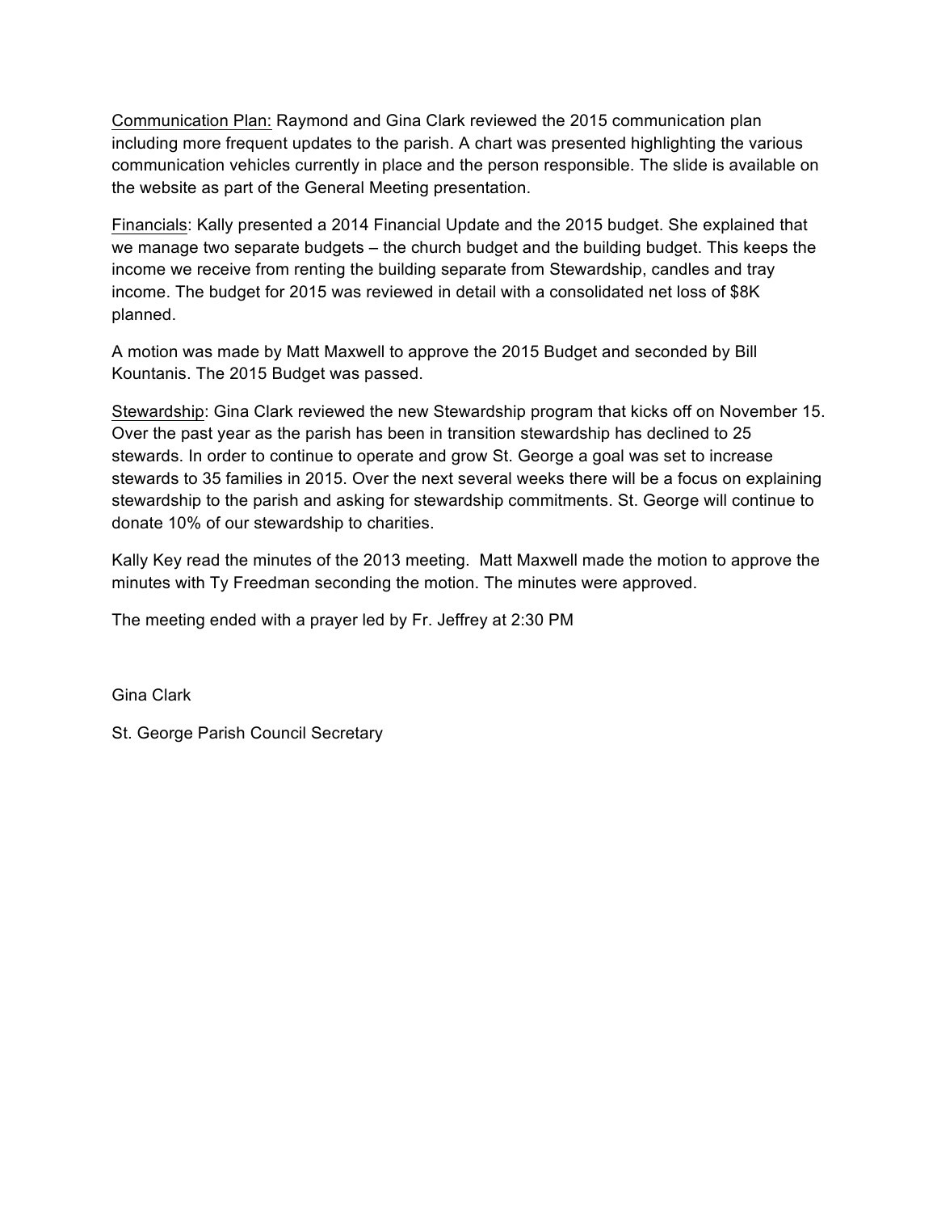<u>Communication Plan:</u> Raymond and Gina Clark reviewed the 2015 communication plan including more frequent updates to the parish. A chart was presented highlighting the various communication vehicles currently in place and the person responsible. The slide is available on the website as part of the General Meeting presentation.

<u>Financials</u>: Kally presented a 2014 Financial Update and the 2015 budget. She explained that we manage two separate budgets – the church budget and the building budget. This keeps the income we receive from renting the building separate from Stewardship, candles and tray income. The budget for 2015 was reviewed in detail with a consolidated net loss of $8K planned.

A motion was made by Matt Maxwell to approve the 2015 Budget and seconded by Bill Kountanis. The 2015 Budget was passed.

<u>Stewardship</u>: Gina Clark reviewed the new Stewardship program that kicks off on November 15. Over the past year as the parish has been in transition stewardship has declined to 25 stewards. In order to continue to operate and grow St. George a goal was set to increase stewards to 35 families in 2015. Over the next several weeks there will be a focus on explaining stewardship to the parish and asking for stewardship commitments. St. George will continue to donate 10% of our stewardship to charities.

Kally Key read the minutes of the 2013 meeting. Matt Maxwell made the motion to approve the minutes with Ty Freedman seconding the motion. The minutes were approved.

The meeting ended with a prayer led by Fr. Jeffrey at 2:30 PM

Gina Clark

St. George Parish Council Secretary